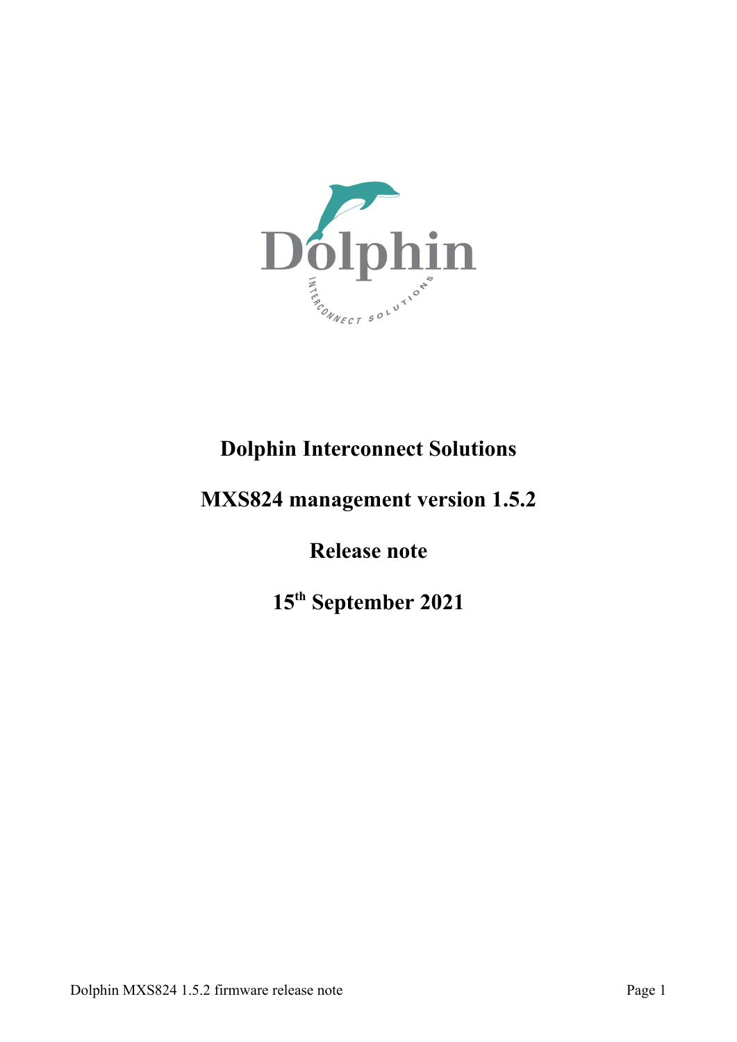# Dolphin Interconnect Solutions

## MXS824 management version 1.5.2

## Release note

## 15th September 2021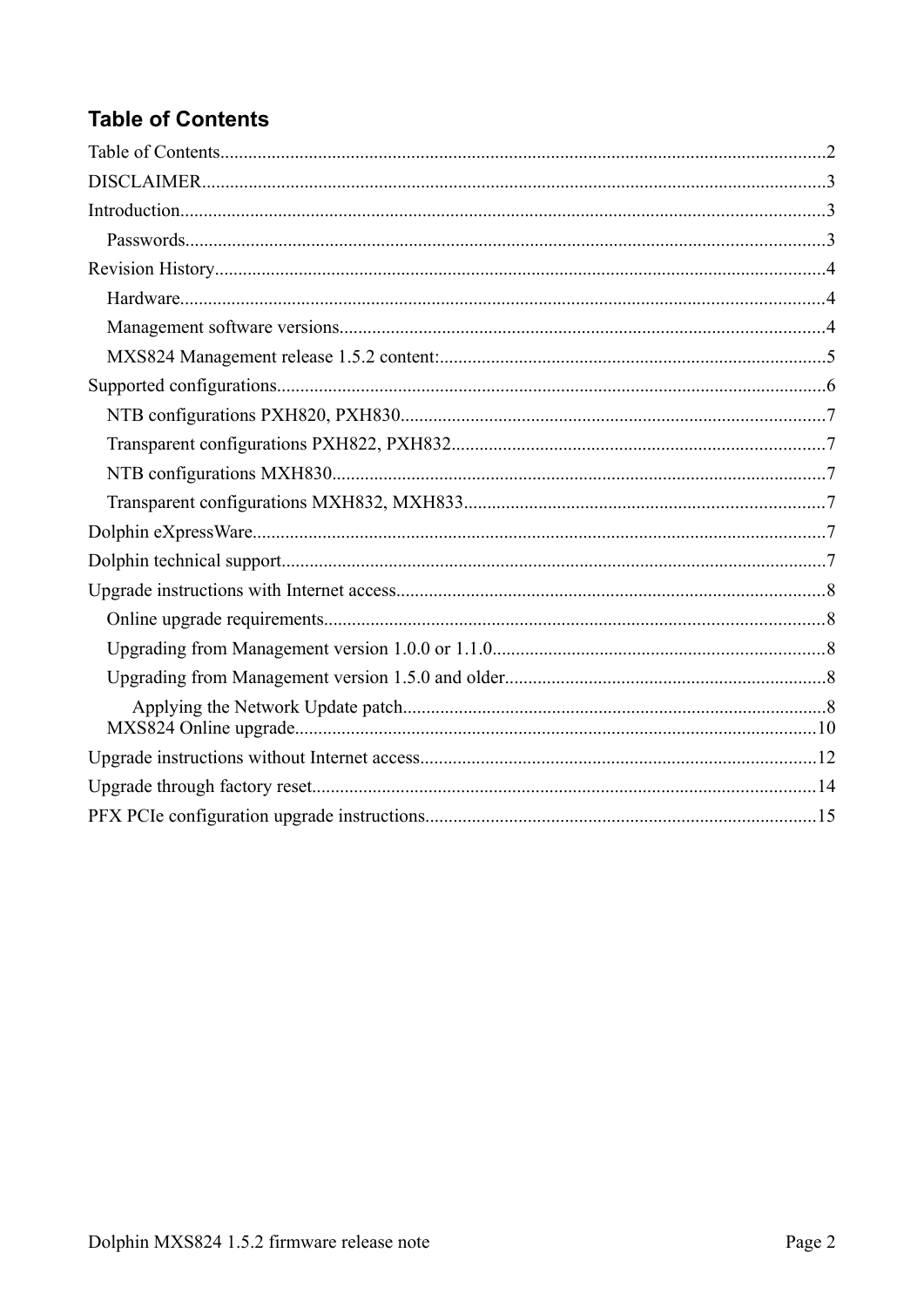## Table of Contents

Table of Contents....2

DISCLAIMER....3

Introduction....3

- Passwords....3

Revision History....4

- Hardware....4
- Management software versions....4
- MXS824 Management release 1.5.2 content:....5

Supported configurations....6

- NTB configurations PXH820, PXH830....7
- Transparent configurations PXH822, PXH832....7
- NTB configurations MXH830....7
- Transparent configurations MXH832, MXH833....7

Dolphin eXpressWare....7

Dolphin technical support....7

Upgrade instructions with Internet access....8

- Online upgrade requirements....8
- Upgrading from Management version 1.0.0 or 1.1.0....8
- Upgrading from Management version 1.5.0 and older....8
  - Applying the Network Update patch....8
- MXS824 Online upgrade....10

Upgrade instructions without Internet access....12

Upgrade through factory reset....14

PFX PCIe configuration upgrade instructions....15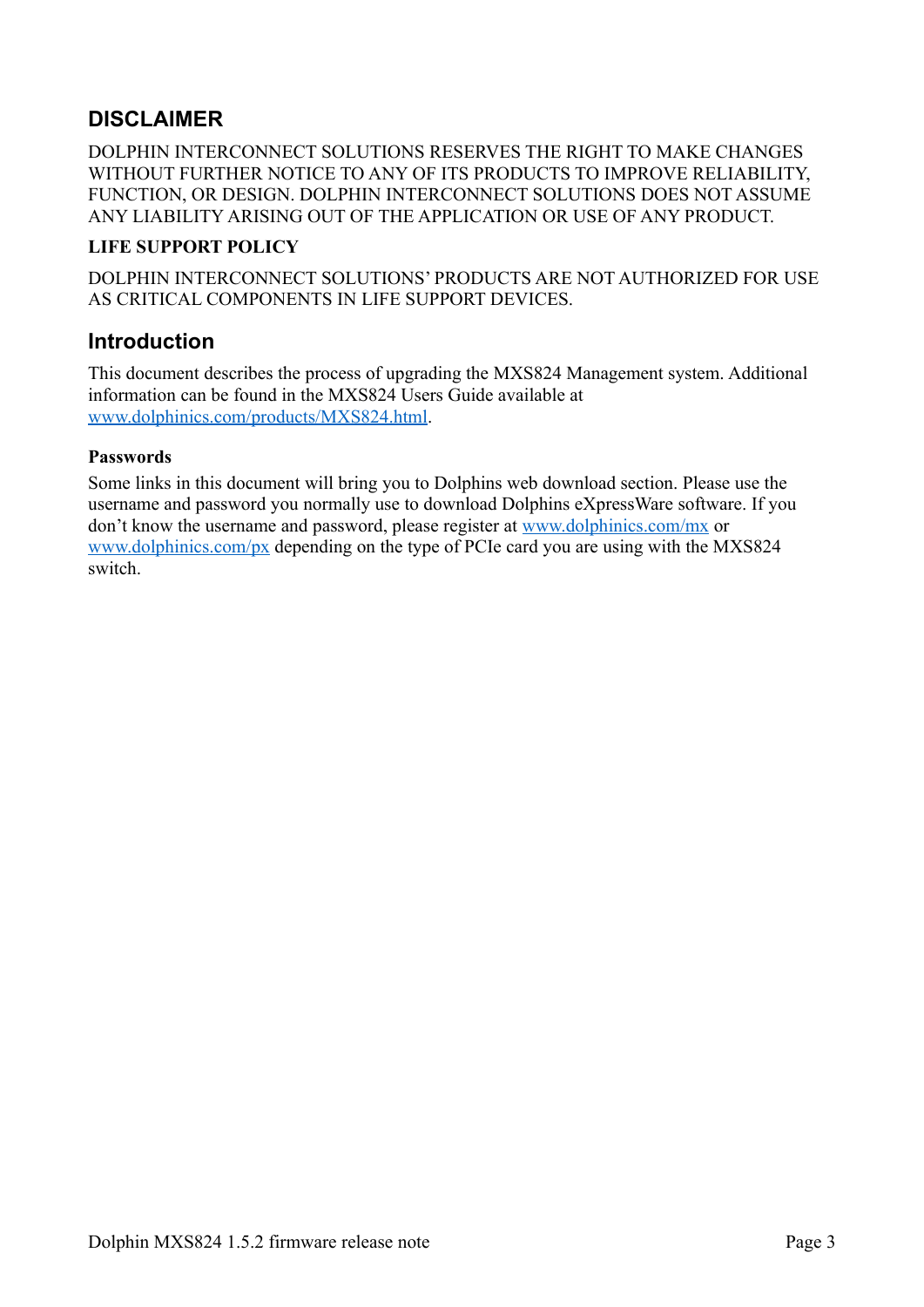## DISCLAIMER

DOLPHIN INTERCONNECT SOLUTIONS RESERVES THE RIGHT TO MAKE CHANGES WITHOUT FURTHER NOTICE TO ANY OF ITS PRODUCTS TO IMPROVE RELIABILITY, FUNCTION, OR DESIGN. DOLPHIN INTERCONNECT SOLUTIONS DOES NOT ASSUME ANY LIABILITY ARISING OUT OF THE APPLICATION OR USE OF ANY PRODUCT.

**LIFE SUPPORT POLICY**

DOLPHIN INTERCONNECT SOLUTIONS' PRODUCTS ARE NOT AUTHORIZED FOR USE AS CRITICAL COMPONENTS IN LIFE SUPPORT DEVICES.

## Introduction

This document describes the process of upgrading the MXS824 Management system. Additional information can be found in the MXS824 Users Guide available at [www.dolphinics.com/products/MXS824.html](www.dolphinics.com/products/MXS824.html).

**Passwords**

Some links in this document will bring you to Dolphins web download section. Please use the username and password you normally use to download Dolphins eXpressWare software. If you don't know the username and password, please register at [www.dolphinics.com/mx](www.dolphinics.com/mx) or [www.dolphinics.com/px](www.dolphinics.com/px) depending on the type of PCIe card you are using with the MXS824 switch.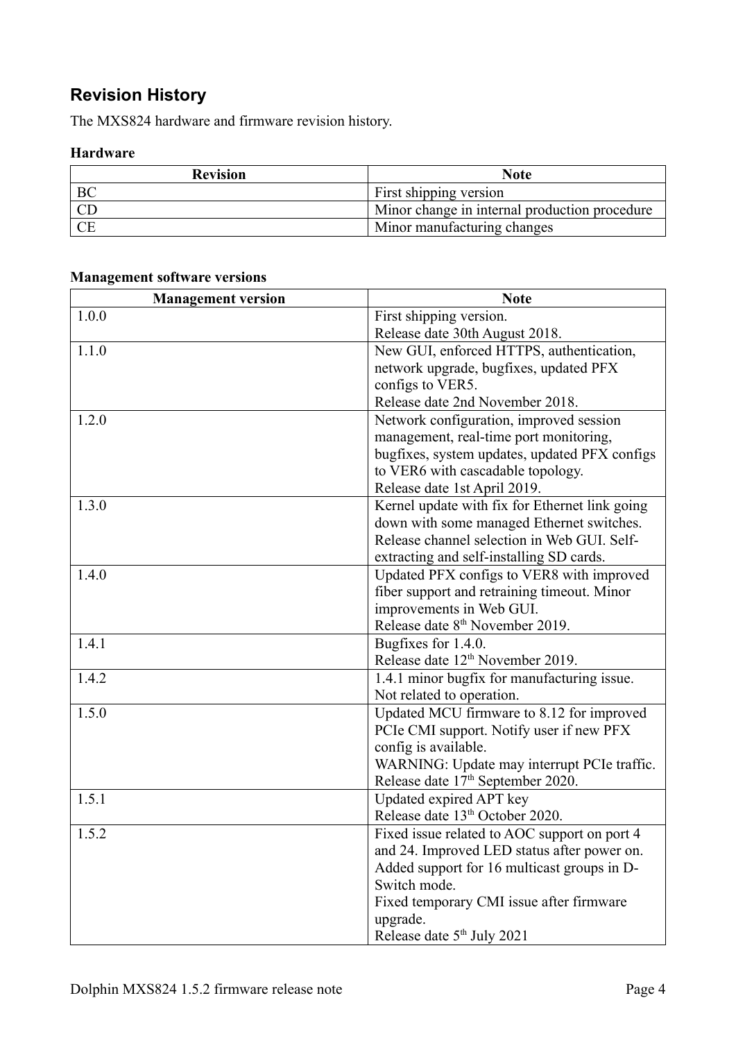## Revision History

The MXS824 hardware and firmware revision history.

**Hardware**

| Revision | Note |
|---|---|
| BC | First shipping version |
| CD | Minor change in internal production procedure |
| CE | Minor manufacturing changes |

**Management software versions**

| Management version | Note |
|---|---|
| 1.0.0 | First shipping version.<br>Release date 30th August 2018. |
| 1.1.0 | New GUI, enforced HTTPS, authentication, network upgrade, bugfixes, updated PFX configs to VER5.<br>Release date 2nd November 2018. |
| 1.2.0 | Network configuration, improved session management, real-time port monitoring, bugfixes, system updates, updated PFX configs to VER6 with cascadable topology.<br>Release date 1st April 2019. |
| 1.3.0 | Kernel update with fix for Ethernet link going down with some managed Ethernet switches. Release channel selection in Web GUI. Self-extracting and self-installing SD cards. |
| 1.4.0 | Updated PFX configs to VER8 with improved fiber support and retraining timeout. Minor improvements in Web GUI.<br>Release date 8th November 2019. |
| 1.4.1 | Bugfixes for 1.4.0.<br>Release date 12th November 2019. |
| 1.4.2 | 1.4.1 minor bugfix for manufacturing issue. Not related to operation. |
| 1.5.0 | Updated MCU firmware to 8.12 for improved PCIe CMI support. Notify user if new PFX config is available.<br>WARNING: Update may interrupt PCIe traffic.<br>Release date 17th September 2020. |
| 1.5.1 | Updated expired APT key<br>Release date 13th October 2020. |
| 1.5.2 | Fixed issue related to AOC support on port 4 and 24. Improved LED status after power on. Added support for 16 multicast groups in D-Switch mode.<br>Fixed temporary CMI issue after firmware upgrade.<br>Release date 5th July 2021 |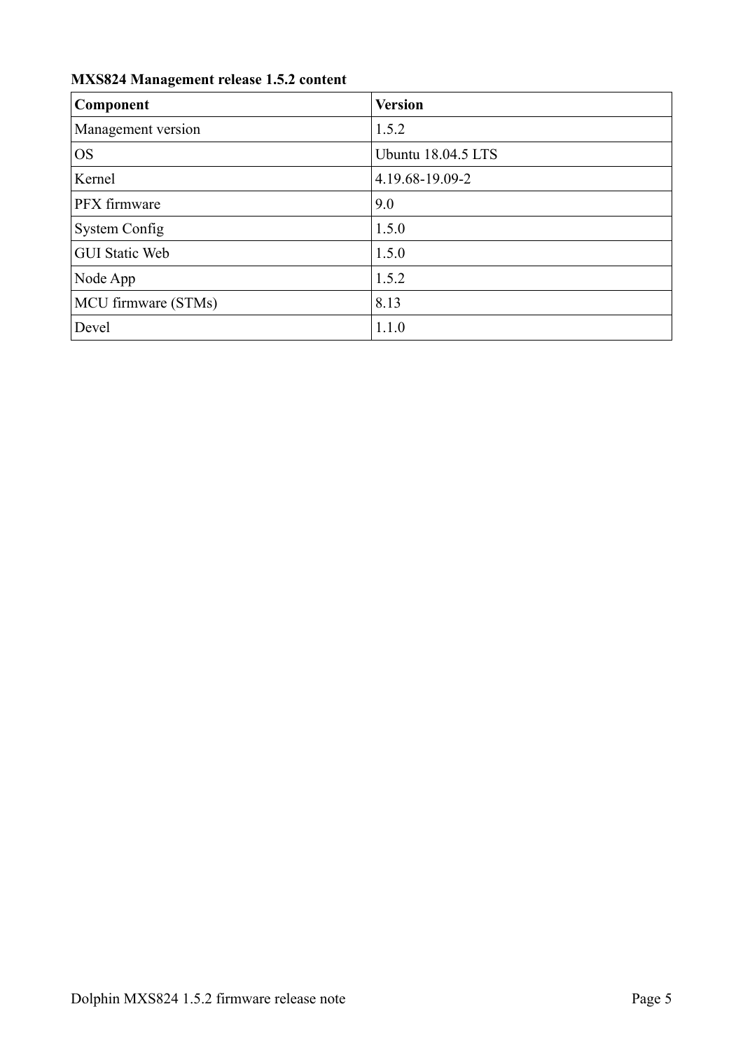**MXS824 Management release 1.5.2 content**

| Component | Version |
|---|---|
| Management version | 1.5.2 |
| OS | Ubuntu 18.04.5 LTS |
| Kernel | 4.19.68-19.09-2 |
| PFX firmware | 9.0 |
| System Config | 1.5.0 |
| GUI Static Web | 1.5.0 |
| Node App | 1.5.2 |
| MCU firmware (STMs) | 8.13 |
| Devel | 1.1.0 |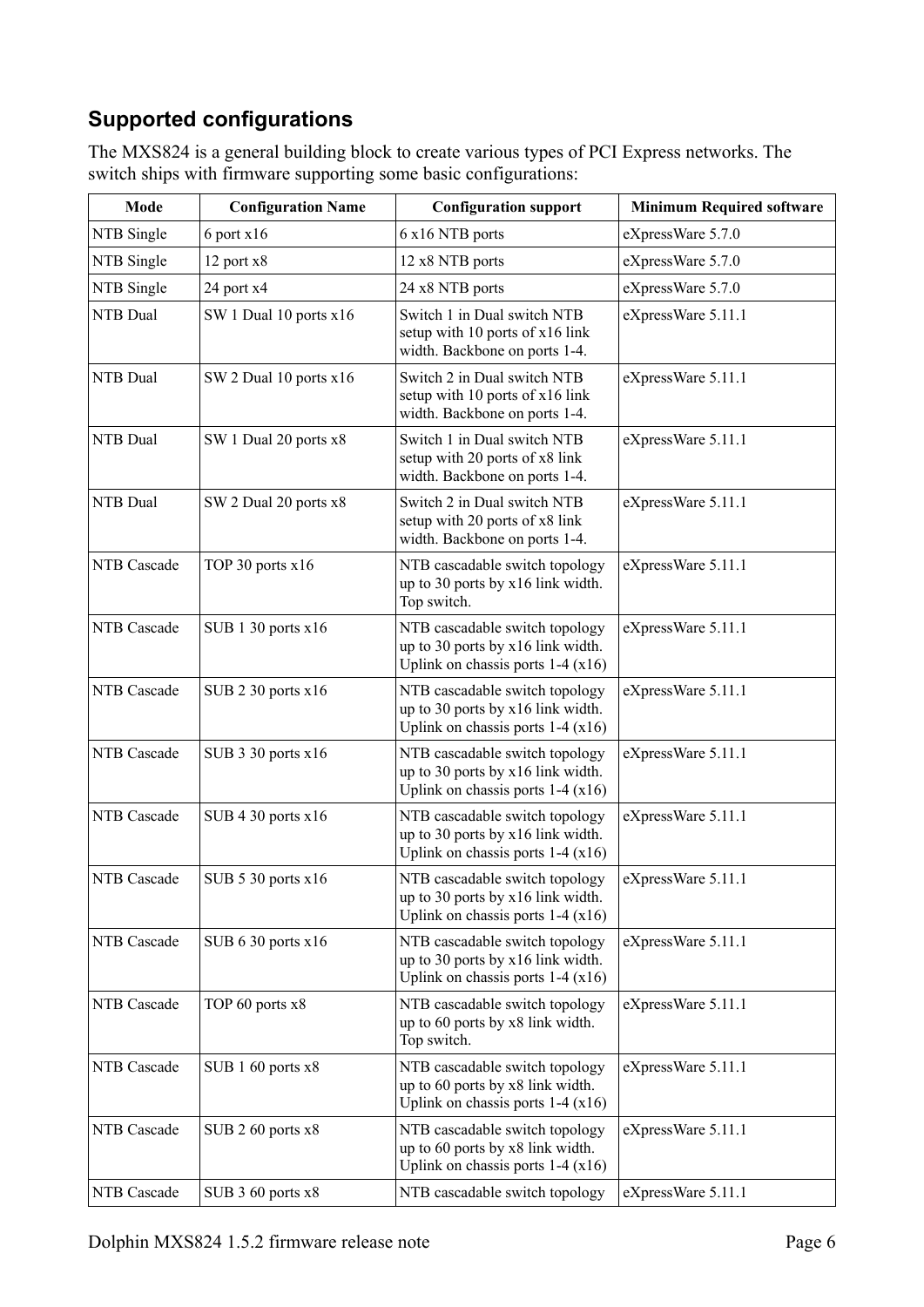## Supported configurations

The MXS824 is a general building block to create various types of PCI Express networks. The switch ships with firmware supporting some basic configurations:

| Mode | Configuration Name | Configuration support | Minimum Required software |
|---|---|---|---|
| NTB Single | 6 port x16 | 6 x16 NTB ports | eXpressWare 5.7.0 |
| NTB Single | 12 port x8 | 12 x8 NTB ports | eXpressWare 5.7.0 |
| NTB Single | 24 port x4 | 24 x8 NTB ports | eXpressWare 5.7.0 |
| NTB Dual | SW 1 Dual 10 ports x16 | Switch 1 in Dual switch NTB setup with 10 ports of x16 link width. Backbone on ports 1-4. | eXpressWare 5.11.1 |
| NTB Dual | SW 2 Dual 10 ports x16 | Switch 2 in Dual switch NTB setup with 10 ports of x16 link width. Backbone on ports 1-4. | eXpressWare 5.11.1 |
| NTB Dual | SW 1 Dual 20 ports x8 | Switch 1 in Dual switch NTB setup with 20 ports of x8 link width. Backbone on ports 1-4. | eXpressWare 5.11.1 |
| NTB Dual | SW 2 Dual 20 ports x8 | Switch 2 in Dual switch NTB setup with 20 ports of x8 link width. Backbone on ports 1-4. | eXpressWare 5.11.1 |
| NTB Cascade | TOP 30 ports x16 | NTB cascadable switch topology up to 30 ports by x16 link width. Top switch. | eXpressWare 5.11.1 |
| NTB Cascade | SUB 1 30 ports x16 | NTB cascadable switch topology up to 30 ports by x16 link width. Uplink on chassis ports 1-4 (x16) | eXpressWare 5.11.1 |
| NTB Cascade | SUB 2 30 ports x16 | NTB cascadable switch topology up to 30 ports by x16 link width. Uplink on chassis ports 1-4 (x16) | eXpressWare 5.11.1 |
| NTB Cascade | SUB 3 30 ports x16 | NTB cascadable switch topology up to 30 ports by x16 link width. Uplink on chassis ports 1-4 (x16) | eXpressWare 5.11.1 |
| NTB Cascade | SUB 4 30 ports x16 | NTB cascadable switch topology up to 30 ports by x16 link width. Uplink on chassis ports 1-4 (x16) | eXpressWare 5.11.1 |
| NTB Cascade | SUB 5 30 ports x16 | NTB cascadable switch topology up to 30 ports by x16 link width. Uplink on chassis ports 1-4 (x16) | eXpressWare 5.11.1 |
| NTB Cascade | SUB 6 30 ports x16 | NTB cascadable switch topology up to 30 ports by x16 link width. Uplink on chassis ports 1-4 (x16) | eXpressWare 5.11.1 |
| NTB Cascade | TOP 60 ports x8 | NTB cascadable switch topology up to 60 ports by x8 link width. Top switch. | eXpressWare 5.11.1 |
| NTB Cascade | SUB 1 60 ports x8 | NTB cascadable switch topology up to 60 ports by x8 link width. Uplink on chassis ports 1-4 (x16) | eXpressWare 5.11.1 |
| NTB Cascade | SUB 2 60 ports x8 | NTB cascadable switch topology up to 60 ports by x8 link width. Uplink on chassis ports 1-4 (x16) | eXpressWare 5.11.1 |
| NTB Cascade | SUB 3 60 ports x8 | NTB cascadable switch topology | eXpressWare 5.11.1 |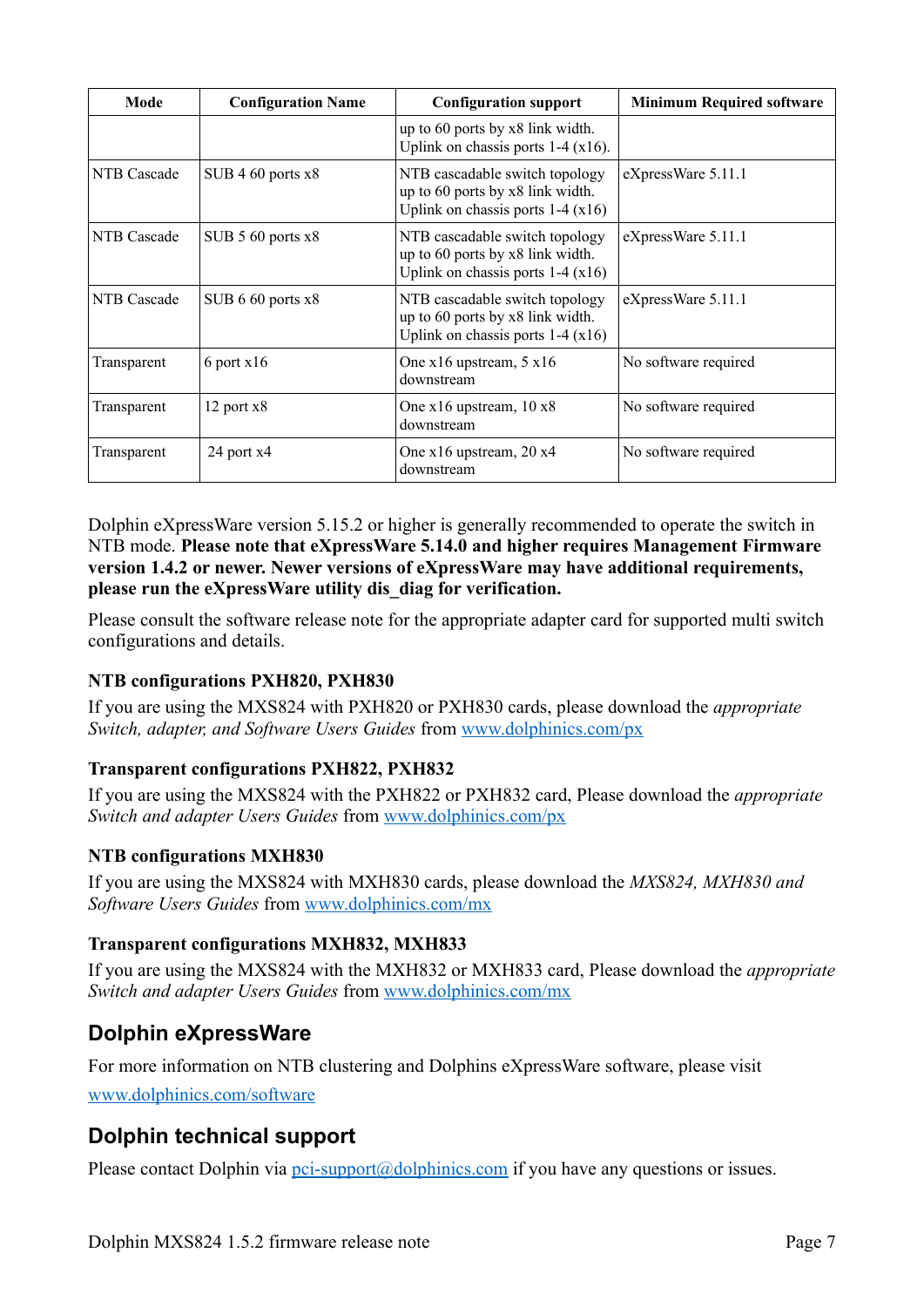| Mode | Configuration Name | Configuration support | Minimum Required software |
|---|---|---|---|
| | | up to 60 ports by x8 link width. Uplink on chassis ports 1-4 (x16). | |
| NTB Cascade | SUB 4 60 ports x8 | NTB cascadable switch topology up to 60 ports by x8 link width. Uplink on chassis ports 1-4 (x16) | eXpressWare 5.11.1 |
| NTB Cascade | SUB 5 60 ports x8 | NTB cascadable switch topology up to 60 ports by x8 link width. Uplink on chassis ports 1-4 (x16) | eXpressWare 5.11.1 |
| NTB Cascade | SUB 6 60 ports x8 | NTB cascadable switch topology up to 60 ports by x8 link width. Uplink on chassis ports 1-4 (x16) | eXpressWare 5.11.1 |
| Transparent | 6 port x16 | One x16 upstream, 5 x16 downstream | No software required |
| Transparent | 12 port x8 | One x16 upstream, 10 x8 downstream | No software required |
| Transparent | 24 port x4 | One x16 upstream, 20 x4 downstream | No software required |

Dolphin eXpressWare version 5.15.2 or higher is generally recommended to operate the switch in NTB mode. **Please note that eXpressWare 5.14.0 and higher requires Management Firmware version 1.4.2 or newer. Newer versions of eXpressWare may have additional requirements, please run the eXpressWare utility dis_diag for verification.**

Please consult the software release note for the appropriate adapter card for supported multi switch configurations and details.

### NTB configurations PXH820, PXH830

If you are using the MXS824 with PXH820 or PXH830 cards, please download the *appropriate Switch, adapter, and Software Users Guides* from www.dolphinics.com/px

### Transparent configurations PXH822, PXH832

If you are using the MXS824 with the PXH822 or PXH832 card, Please download the *appropriate Switch and adapter Users Guides* from www.dolphinics.com/px

### NTB configurations MXH830

If you are using the MXS824 with MXH830 cards, please download the *MXS824, MXH830 and Software Users Guides* from www.dolphinics.com/mx

### Transparent configurations MXH832, MXH833

If you are using the MXS824 with the MXH832 or MXH833 card, Please download the *appropriate Switch and adapter Users Guides* from www.dolphinics.com/mx

## Dolphin eXpressWare

For more information on NTB clustering and Dolphins eXpressWare software, please visit

www.dolphinics.com/software

## Dolphin technical support

Please contact Dolphin via pci-support@dolphinics.com if you have any questions or issues.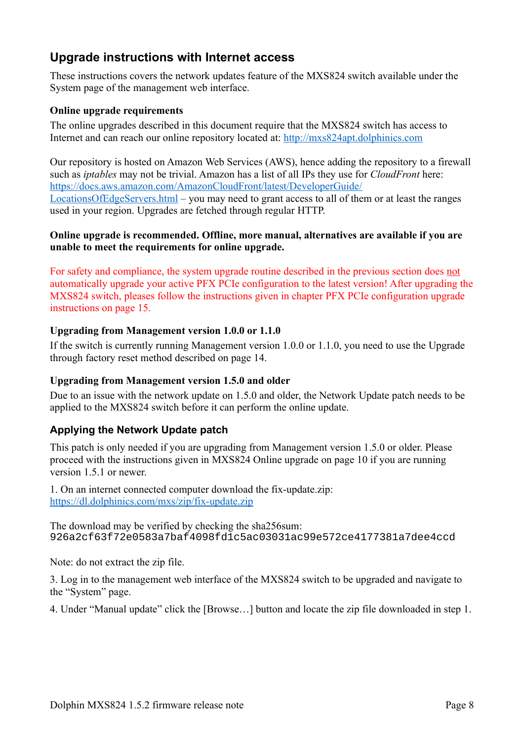## Upgrade instructions with Internet access

These instructions covers the network updates feature of the MXS824 switch available under the System page of the management web interface.

### Online upgrade requirements

The online upgrades described in this document require that the MXS824 switch has access to Internet and can reach our online repository located at: http://mxs824apt.dolphinics.com

Our repository is hosted on Amazon Web Services (AWS), hence adding the repository to a firewall such as *iptables* may not be trivial. Amazon has a list of all IPs they use for *CloudFront* here: https://docs.aws.amazon.com/AmazonCloudFront/latest/DeveloperGuide/LocationsOfEdgeServers.html – you may need to grant access to all of them or at least the ranges used in your region. Upgrades are fetched through regular HTTP.

**Online upgrade is recommended. Offline, more manual, alternatives are available if you are unable to meet the requirements for online upgrade.**

For safety and compliance, the system upgrade routine described in the previous section does not automatically upgrade your active PFX PCIe configuration to the latest version! After upgrading the MXS824 switch, pleases follow the instructions given in chapter PFX PCIe configuration upgrade instructions on page 15.

### Upgrading from Management version 1.0.0 or 1.1.0

If the switch is currently running Management version 1.0.0 or 1.1.0, you need to use the Upgrade through factory reset method described on page 14.

### Upgrading from Management version 1.5.0 and older

Due to an issue with the network update on 1.5.0 and older, the Network Update patch needs to be applied to the MXS824 switch before it can perform the online update.

## Applying the Network Update patch

This patch is only needed if you are upgrading from Management version 1.5.0 or older. Please proceed with the instructions given in MXS824 Online upgrade on page 10 if you are running version 1.5.1 or newer.

1. On an internet connected computer download the fix-update.zip: https://dl.dolphinics.com/mxs/zip/fix-update.zip

The download may be verified by checking the sha256sum:
`926a2cf63f72e0583a7baf4098fd1c5ac03031ac99e572ce4177381a7dee4ccd`

Note: do not extract the zip file.

3. Log in to the management web interface of the MXS824 switch to be upgraded and navigate to the “System” page.

4. Under “Manual update” click the [Browse…] button and locate the zip file downloaded in step 1.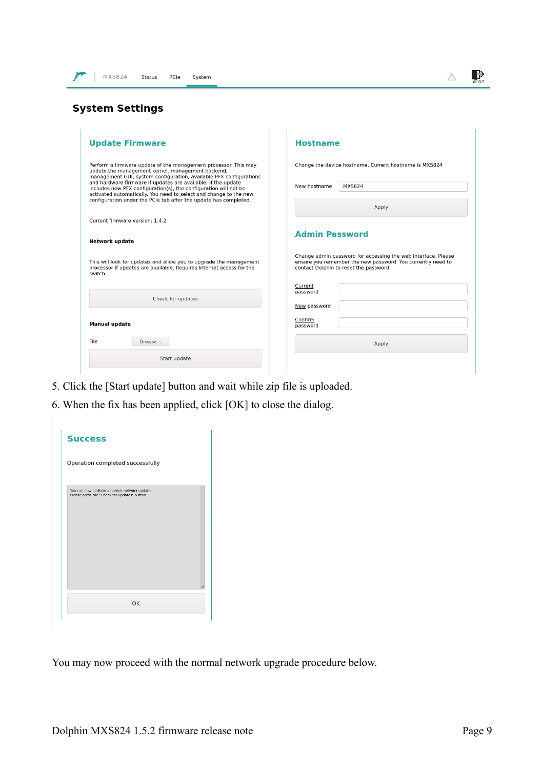MXS824 | Status | PCIe | System

## System Settings

### Update Firmware

Perform a firmware update of the management processor. This may update the management kernel, management backend, management GUI, system configuration, available PFX configurations and hardware firmware if updates are available. If the update includes new PFX configuration(s), the configuration will not be activated automatically. You need to select and change to the new configuration under the PCIe tab after the update has completed.

Current firmware version: 1.4.2

**Network update**

This will look for updates and allow you to upgrade the management processor if updates are available. Requires Internet access for the switch.

Check for updates

**Manual update**

File Browse...

Start update

### Hostname

Change the device hostname. Current hostname is MXS824

New hostname MXS824

Apply

### Admin Password

Change admin password for accessing the web interface. Please ensure you remember the new password. You currently need to contact Dolphin to reset the password.

Current password

New password

Confirm password

Apply

5. Click the [Start update] button and wait while zip file is uploaded.
6. When the fix has been applied, click [OK] to close the dialog.

### Success

Operation completed successfully

You can now perform a normal network update.
Please press the "Check for updates" button

OK

You may now proceed with the normal network upgrade procedure below.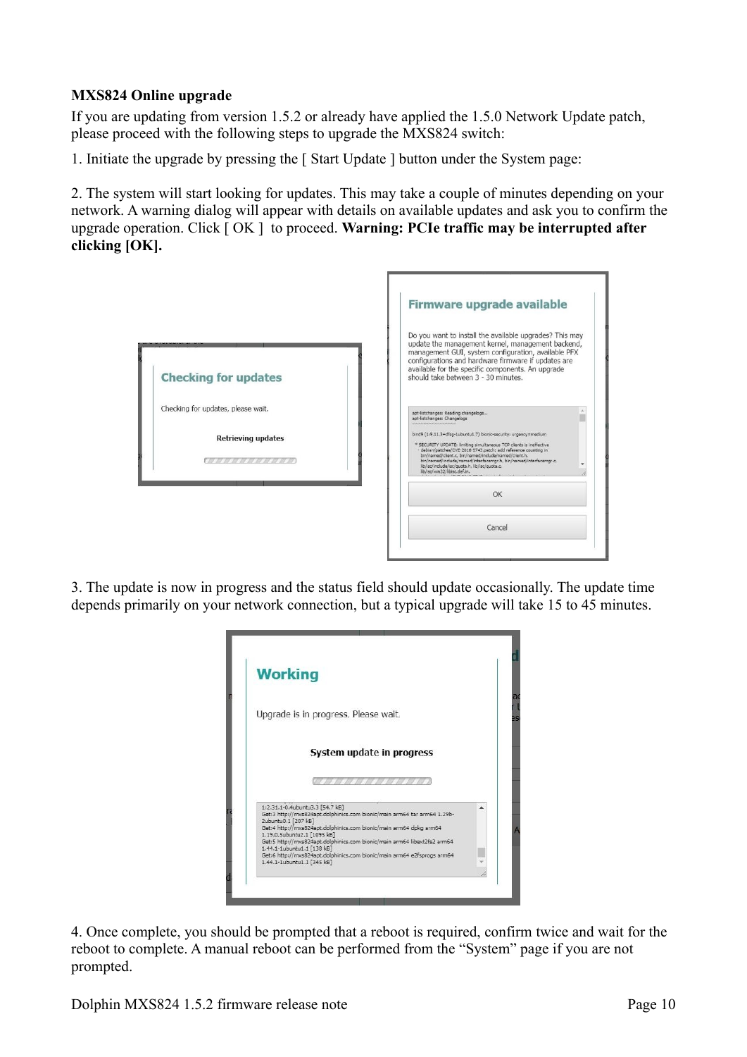**MXS824 Online upgrade**

If you are updating from version 1.5.2 or already have applied the 1.5.0 Network Update patch, please proceed with the following steps to upgrade the MXS824 switch:

1. Initiate the upgrade by pressing the [ Start Update ] button under the System page:

2. The system will start looking for updates. This may take a couple of minutes depending on your network. A warning dialog will appear with details on available updates and ask you to confirm the upgrade operation. Click [ OK ] to proceed. **Warning: PCIe traffic may be interrupted after clicking [OK].**

3. The update is now in progress and the status field should update occasionally. The update time depends primarily on your network connection, but a typical upgrade will take 15 to 45 minutes.

4. Once complete, you should be prompted that a reboot is required, confirm twice and wait for the reboot to complete. A manual reboot can be performed from the “System” page if you are not prompted.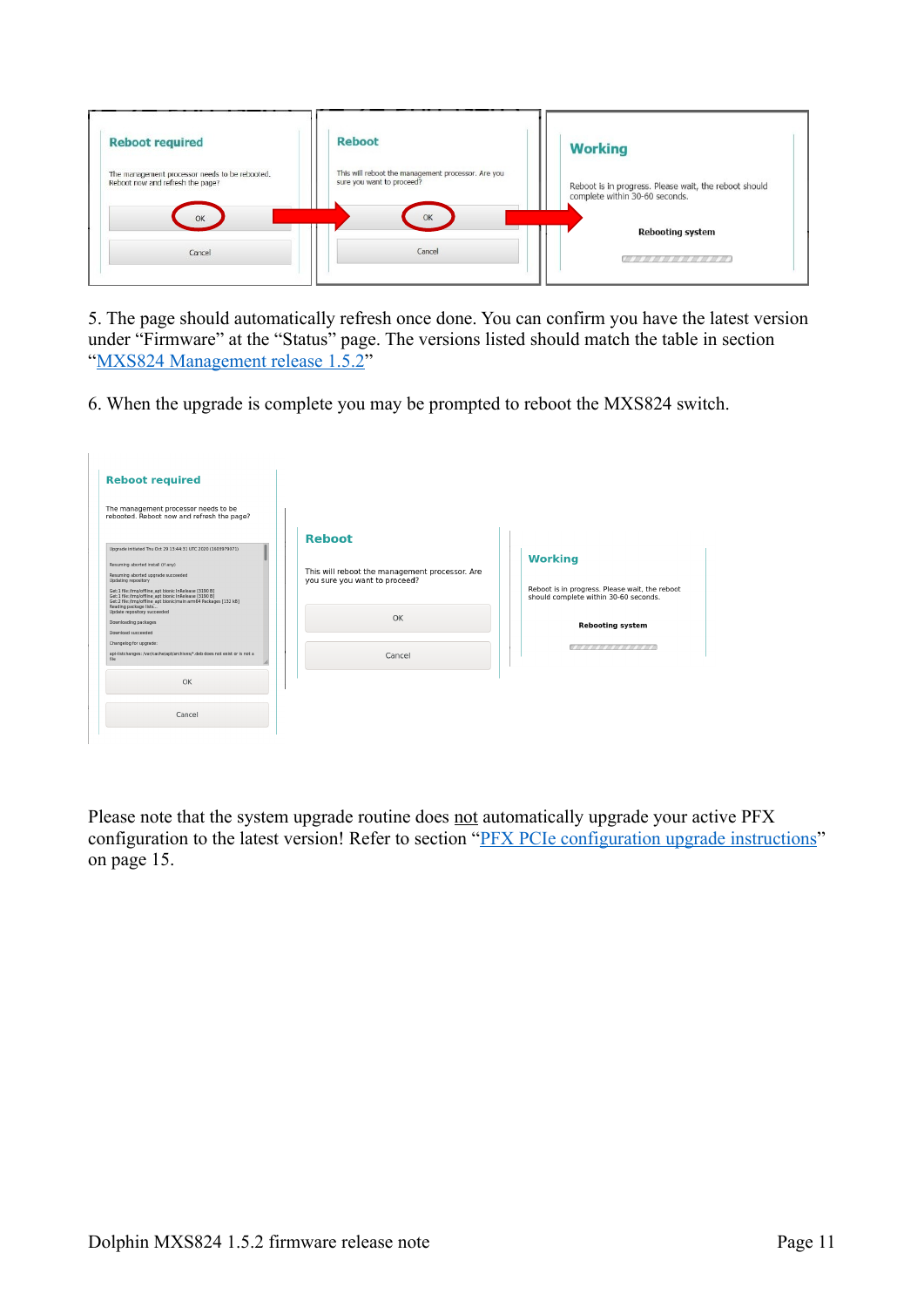5. The page should automatically refresh once done. You can confirm you have the latest version under “Firmware” at the “Status” page. The versions listed should match the table in section “MXS824 Management release 1.5.2”

6. When the upgrade is complete you may be prompted to reboot the MXS824 switch.

Please note that the system upgrade routine does not automatically upgrade your active PFX configuration to the latest version! Refer to section “PFX PCIe configuration upgrade instructions” on page 15.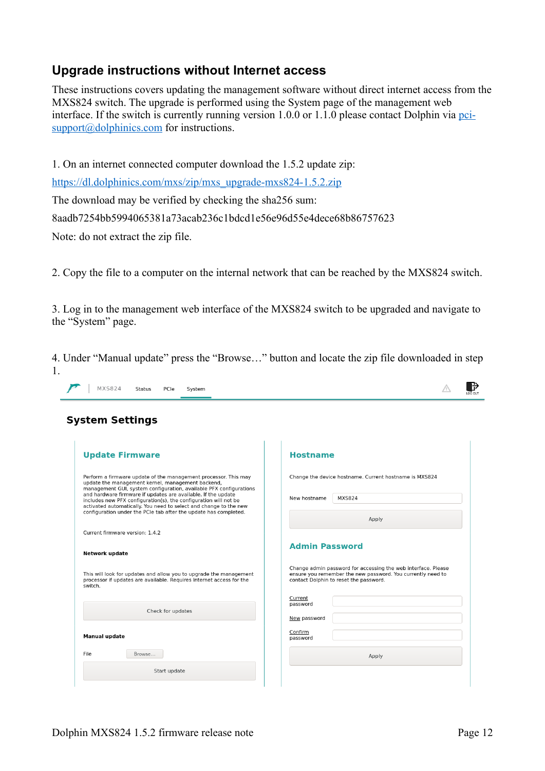## Upgrade instructions without Internet access

These instructions covers updating the management software without direct internet access from the MXS824 switch. The upgrade is performed using the System page of the management web interface. If the switch is currently running version 1.0.0 or 1.1.0 please contact Dolphin via pci-support@dolphinics.com for instructions.

1. On an internet connected computer download the 1.5.2 update zip:

https://dl.dolphinics.com/mxs/zip/mxs_upgrade-mxs824-1.5.2.zip

The download may be verified by checking the sha256 sum:

8aadb7254bb5994065381a73acab236c1bdcd1e56e96d55e4dece68b86757623

Note: do not extract the zip file.

2. Copy the file to a computer on the internal network that can be reached by the MXS824 switch.

3. Log in to the management web interface of the MXS824 switch to be upgraded and navigate to the “System” page.

4. Under “Manual update” press the “Browse…” button and locate the zip file downloaded in step 1.

MXS824 | Status | PCIe | System | LOG OUT

### System Settings

**Update Firmware**

Perform a firmware update of the management processor. This may update the management kernel, management backend, management GUI, system configuration, available PFX configurations and hardware firmware if updates are available. If the update includes new PFX configuration(s), the configuration will not be activated automatically. You need to select and change to the new configuration under the PCIe tab after the update has completed.

Current firmware version: 1.4.2

**Network update**

This will look for updates and allow you to upgrade the management processor if updates are available. Requires internet access for the switch.

[Check for updates]

**Manual update**

File [Browse...]

[Start update]

**Hostname**

Change the device hostname. Current hostname is MXS824

New hostname: MXS824

[Apply]

**Admin Password**

Change admin password for accessing the web interface. Please ensure you remember the new password. You currently need to contact Dolphin to reset the password.

Current password

New password

Confirm password

[Apply]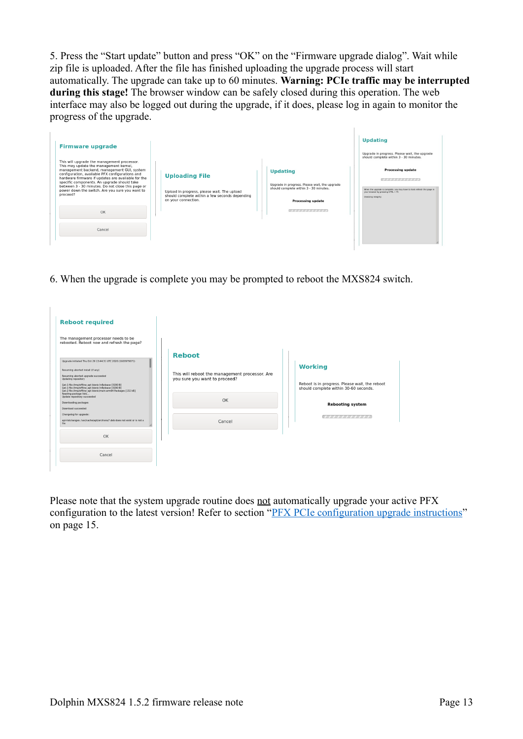5. Press the “Start update” button and press “OK” on the “Firmware upgrade dialog”. Wait while zip file is uploaded. After the file has finished uploading the upgrade process will start automatically. The upgrade can take up to 60 minutes. **Warning: PCIe traffic may be interrupted during this stage!** The browser window can be safely closed during this operation. The web interface may also be logged out during the upgrade, if it does, please log in again to monitor the progress of the upgrade.

**Firmware upgrade**

This will upgrade the management processor. This may update the management kernel, management backend, management GUI, system configuration, available PFX configurations and hardware firmware if updates are available for the specific components. An upgrade should take between 3 - 30 minutes. Do not close this page or power down the switch. Are you sure you want to proceed?

OK

Cancel

**Uploading File**

Upload in progress, please wait. The upload should complete within a few seconds depending on your connection.

**Updating**

Upgrade in progress. Please wait, the upgrade should complete within 3 - 30 minutes.

Processing update

**Updating**

Upgrade in progress. Please wait, the upgrade should complete within 3 - 30 minutes.

Processing update

6. When the upgrade is complete you may be prompted to reboot the MXS824 switch.

**Reboot required**

The management processor needs to be rebooted. Reboot now and refresh the page?

OK

Cancel

**Reboot**

This will reboot the management processor. Are you sure you want to proceed?

OK

Cancel

**Working**

Reboot is in progress. Please wait, the reboot should complete within 30-60 seconds.

Rebooting system

Please note that the system upgrade routine does not automatically upgrade your active PFX configuration to the latest version! Refer to section “PFX PCIe configuration upgrade instructions” on page 15.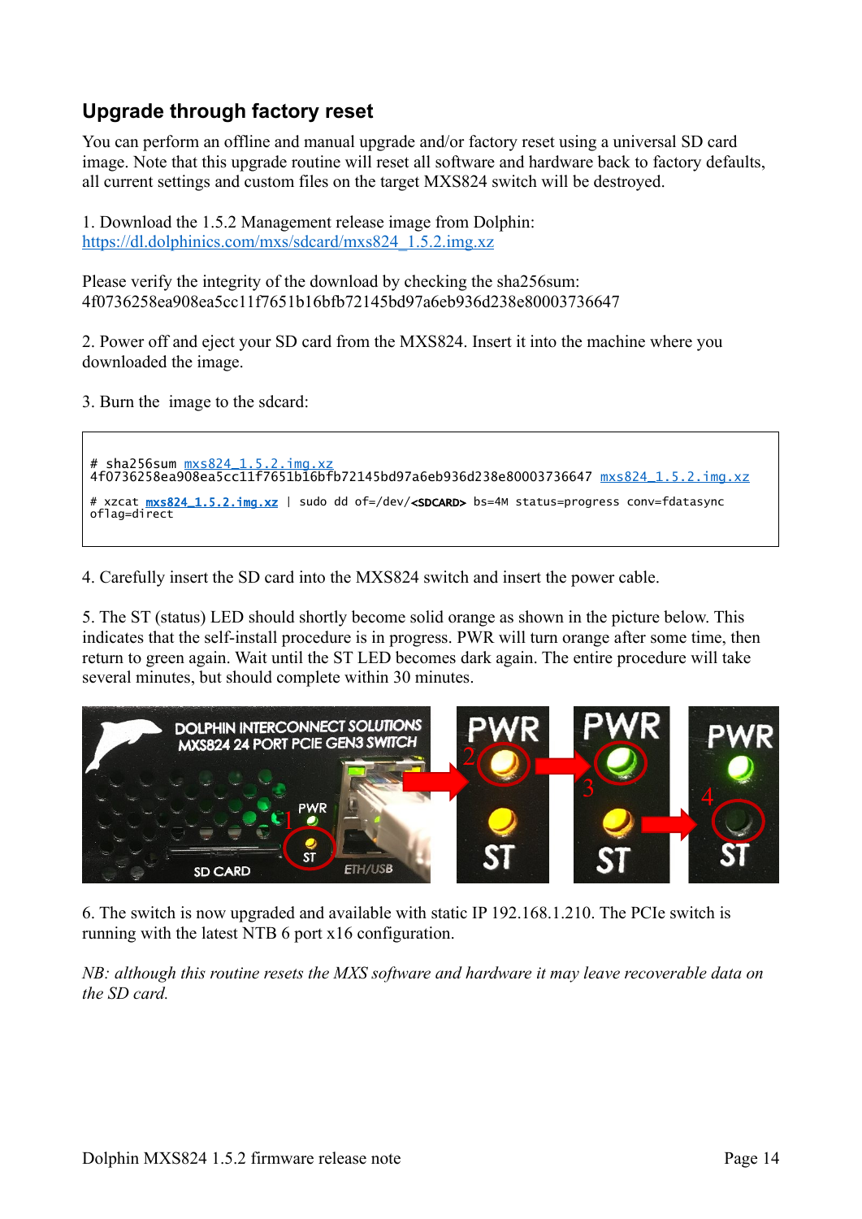## Upgrade through factory reset

You can perform an offline and manual upgrade and/or factory reset using a universal SD card image. Note that this upgrade routine will reset all software and hardware back to factory defaults, all current settings and custom files on the target MXS824 switch will be destroyed.

1. Download the 1.5.2 Management release image from Dolphin:
https://dl.dolphinics.com/mxs/sdcard/mxs824_1.5.2.img.xz

Please verify the integrity of the download by checking the sha256sum:
4f0736258ea908ea5cc11f7651b16bfb72145bd97a6eb936d238e80003736647

2. Power off and eject your SD card from the MXS824. Insert it into the machine where you downloaded the image.

3. Burn the image to the sdcard:

```
# sha256sum mxs824_1.5.2.img.xz
4f0736258ea908ea5cc11f7651b16bfb72145bd97a6eb936d238e80003736647 mxs824_1.5.2.img.xz

# xzcat mxs824_1.5.2.img.xz | sudo dd of=/dev/<SDCARD> bs=4M status=progress conv=fdatasync
oflag=direct
```

4. Carefully insert the SD card into the MXS824 switch and insert the power cable.

5. The ST (status) LED should shortly become solid orange as shown in the picture below. This indicates that the self-install procedure is in progress. PWR will turn orange after some time, then return to green again. Wait until the ST LED becomes dark again. The entire procedure will take several minutes, but should complete within 30 minutes.

6. The switch is now upgraded and available with static IP 192.168.1.210. The PCIe switch is running with the latest NTB 6 port x16 configuration.

*NB: although this routine resets the MXS software and hardware it may leave recoverable data on the SD card.*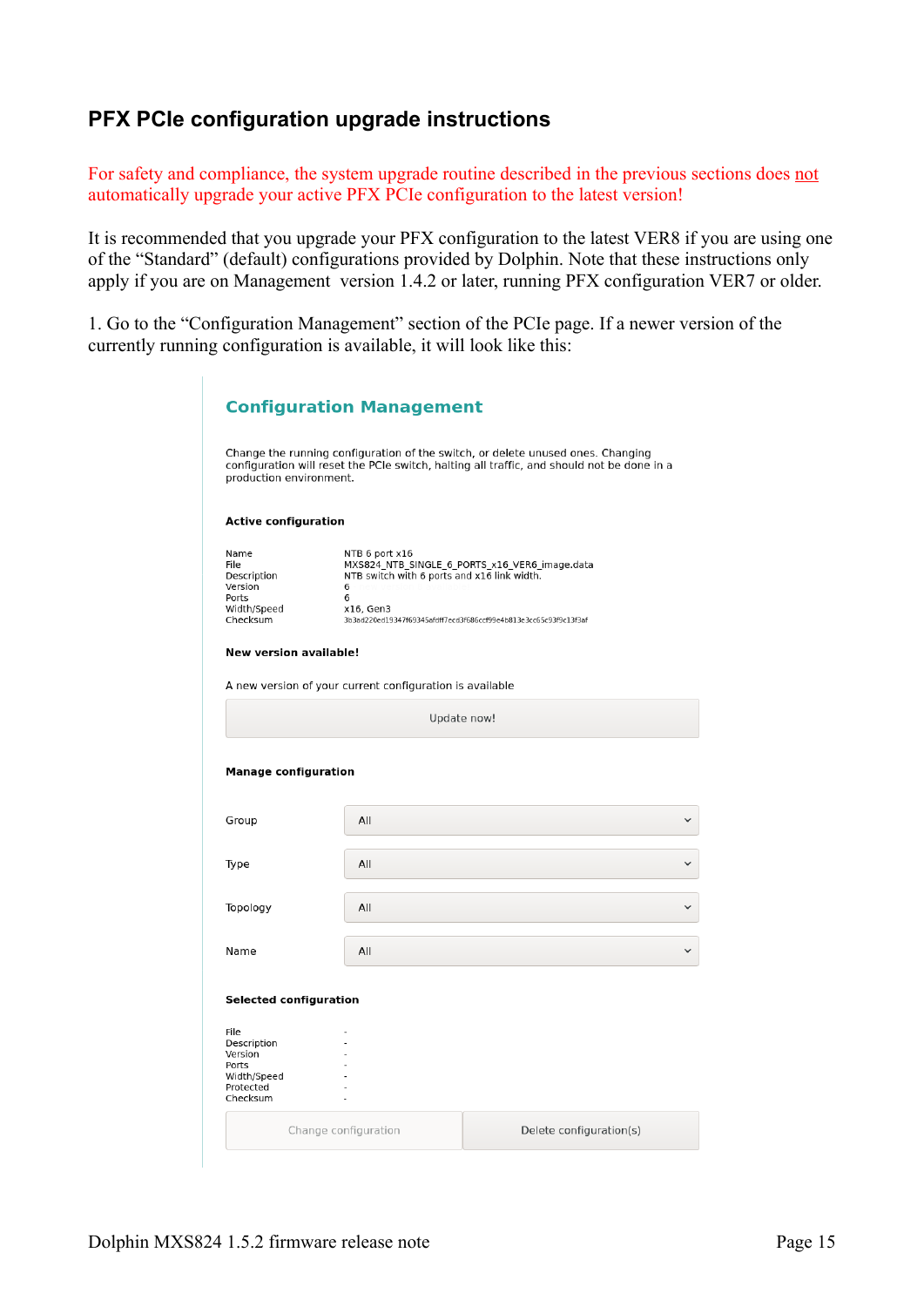## PFX PCIe configuration upgrade instructions

For safety and compliance, the system upgrade routine described in the previous sections does not automatically upgrade your active PFX PCIe configuration to the latest version!

It is recommended that you upgrade your PFX configuration to the latest VER8 if you are using one of the “Standard” (default) configurations provided by Dolphin. Note that these instructions only apply if you are on Management version 1.4.2 or later, running PFX configuration VER7 or older.

1. Go to the “Configuration Management” section of the PCIe page. If a newer version of the currently running configuration is available, it will look like this:

### Configuration Management

Change the running configuration of the switch, or delete unused ones. Changing configuration will reset the PCIe switch, halting all traffic, and should not be done in a production environment.

**Active configuration**

| | |
|---|---|
| Name | NTB 6 port x16 |
| File | MXS824_NTB_SINGLE_6_PORTS_x16_VER6_image.data |
| Description | NTB switch with 6 ports and x16 link width. |
| Version | 6 |
| Ports | 6 |
| Width/Speed | x16, Gen3 |
| Checksum | 3b3ad220ed19347f69345afdff7ecd3f686ccf99e4b813e3cc65c93f9c13f3af |

**New version available!**

A new version of your current configuration is available

Update now!

**Manage configuration**

| | |
|---|---|
| Group | All |
| Type | All |
| Topology | All |
| Name | All |

**Selected configuration**

| | |
|---|---|
| File | - |
| Description | - |
| Version | - |
| Ports | - |
| Width/Speed | - |
| Protected | - |
| Checksum | - |

Change configuration | Delete configuration(s)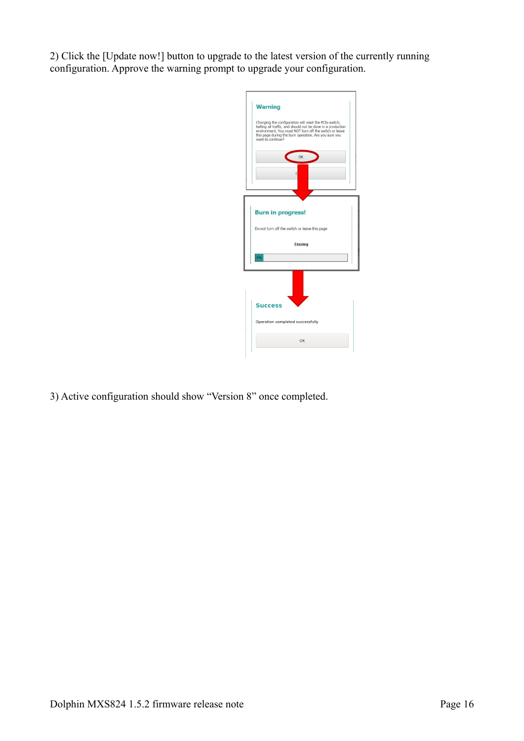2) Click the [Update now!] button to upgrade to the latest version of the currently running configuration. Approve the warning prompt to upgrade your configuration.

3) Active configuration should show “Version 8” once completed.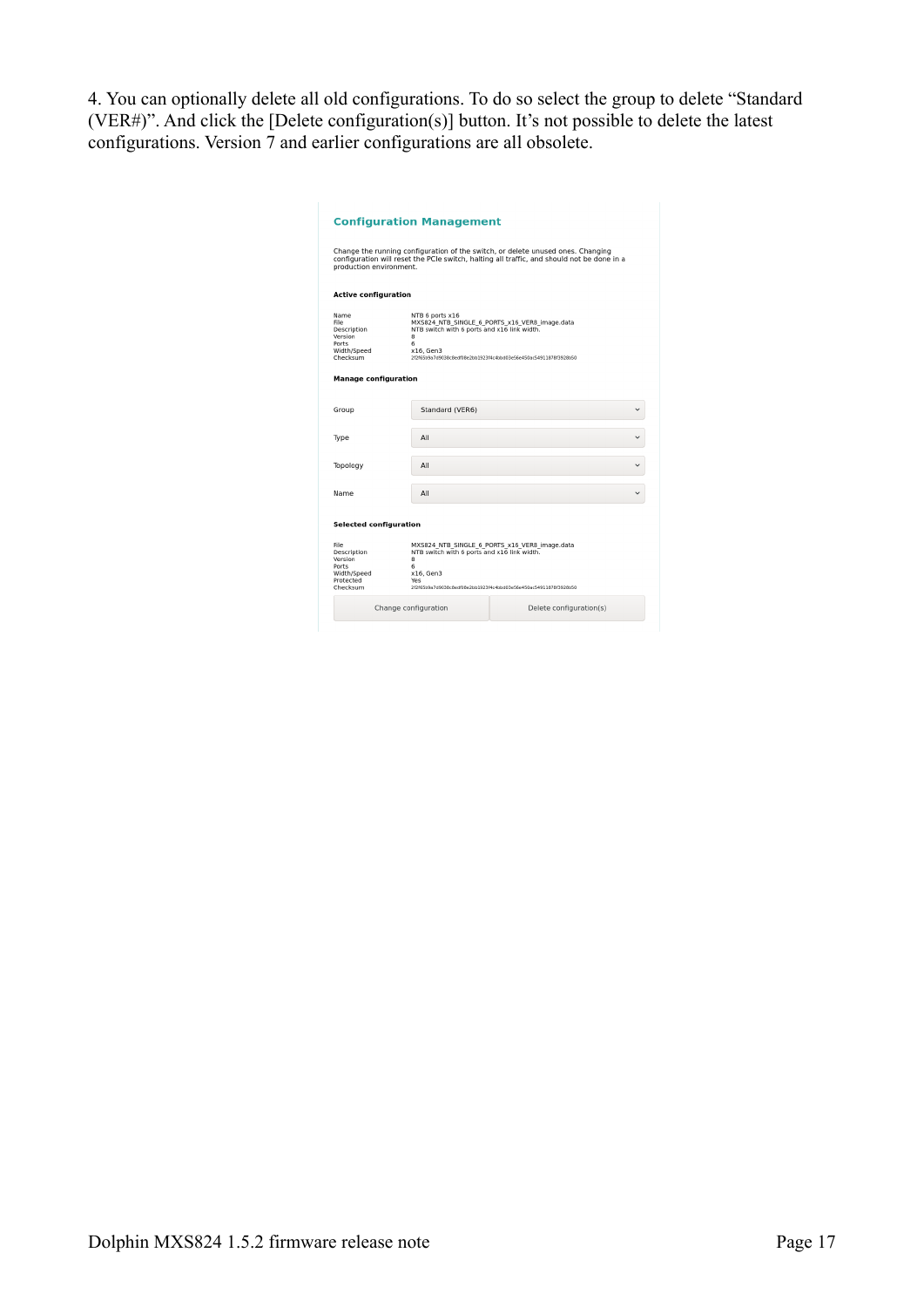4. You can optionally delete all old configurations. To do so select the group to delete “Standard (VER#)”. And click the [Delete configuration(s)] button. It’s not possible to delete the latest configurations. Version 7 and earlier configurations are all obsolete.

**Configuration Management**

Change the running configuration of the switch, or delete unused ones. Changing configuration will reset the PCIe switch, halting all traffic, and should not be done in a production environment.

**Active configuration**

| | |
|---|---|
| Name | NTB 6 ports x16 |
| File | MXS824_NTB_SINGLE_6_PORTS_x16_VER8_image.data |
| Description | NTB switch with 6 ports and x16 link width. |
| Version | 8 |
| Ports | 6 |
| Width/Speed | x16, Gen3 |
| Checksum | 2f2f65b9a7d9038c8edf08e2bb1923f4c4bbd03e56e450ac54911878f3928b50 |

**Manage configuration**

| | |
|---|---|
| Group | Standard (VER6) |
| Type | All |
| Topology | All |
| Name | All |

**Selected configuration**

| | |
|---|---|
| File | MXS824_NTB_SINGLE_6_PORTS_x16_VER8_image.data |
| Description | NTB switch with 6 ports and x16 link width. |
| Version | 8 |
| Ports | 6 |
| Width/Speed | x16, Gen3 |
| Protected | Yes |
| Checksum | 2f2f65b9a7d9038c8edf08e2bb1923f4c4bbd03e56e450ac54911878f3928b50 |

Change configuration | Delete configuration(s)